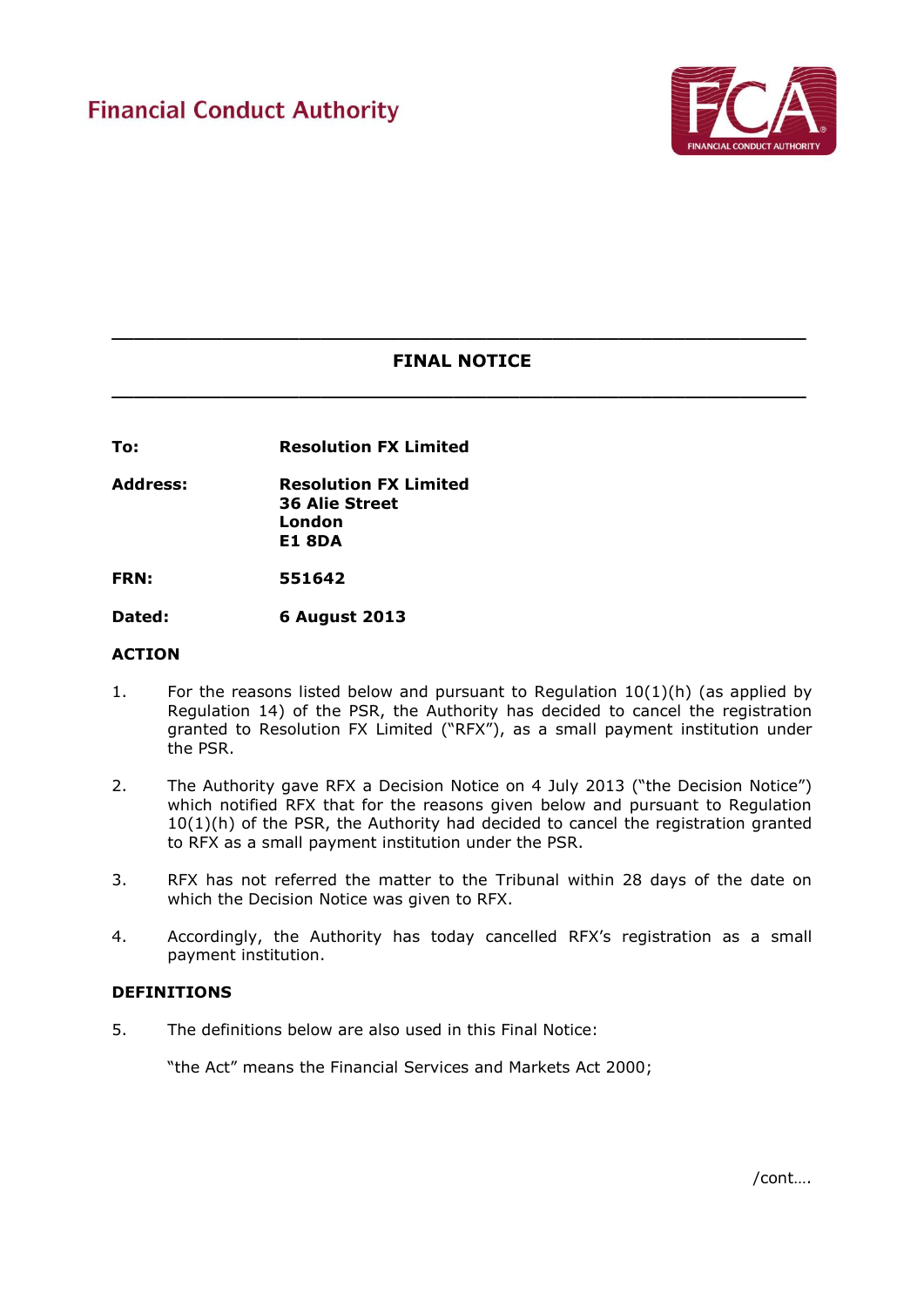Financial Conduct Authority

# FINAL NOTICE

**To:** **Resolution FX Limited**

**Address:** **Resolution FX Limited**
**36 Alie Street**
**London**
**E1 8DA**

**FRN:** **551642**

**Dated:** **6 August 2013**

## ACTION

1. For the reasons listed below and pursuant to Regulation 10(1)(h) (as applied by Regulation 14) of the PSR, the Authority has decided to cancel the registration granted to Resolution FX Limited ("RFX"), as a small payment institution under the PSR.

2. The Authority gave RFX a Decision Notice on 4 July 2013 ("the Decision Notice") which notified RFX that for the reasons given below and pursuant to Regulation 10(1)(h) of the PSR, the Authority had decided to cancel the registration granted to RFX as a small payment institution under the PSR.

3. RFX has not referred the matter to the Tribunal within 28 days of the date on which the Decision Notice was given to RFX.

4. Accordingly, the Authority has today cancelled RFX's registration as a small payment institution.

## DEFINITIONS

5. The definitions below are also used in this Final Notice:

   "the Act" means the Financial Services and Markets Act 2000;

/cont….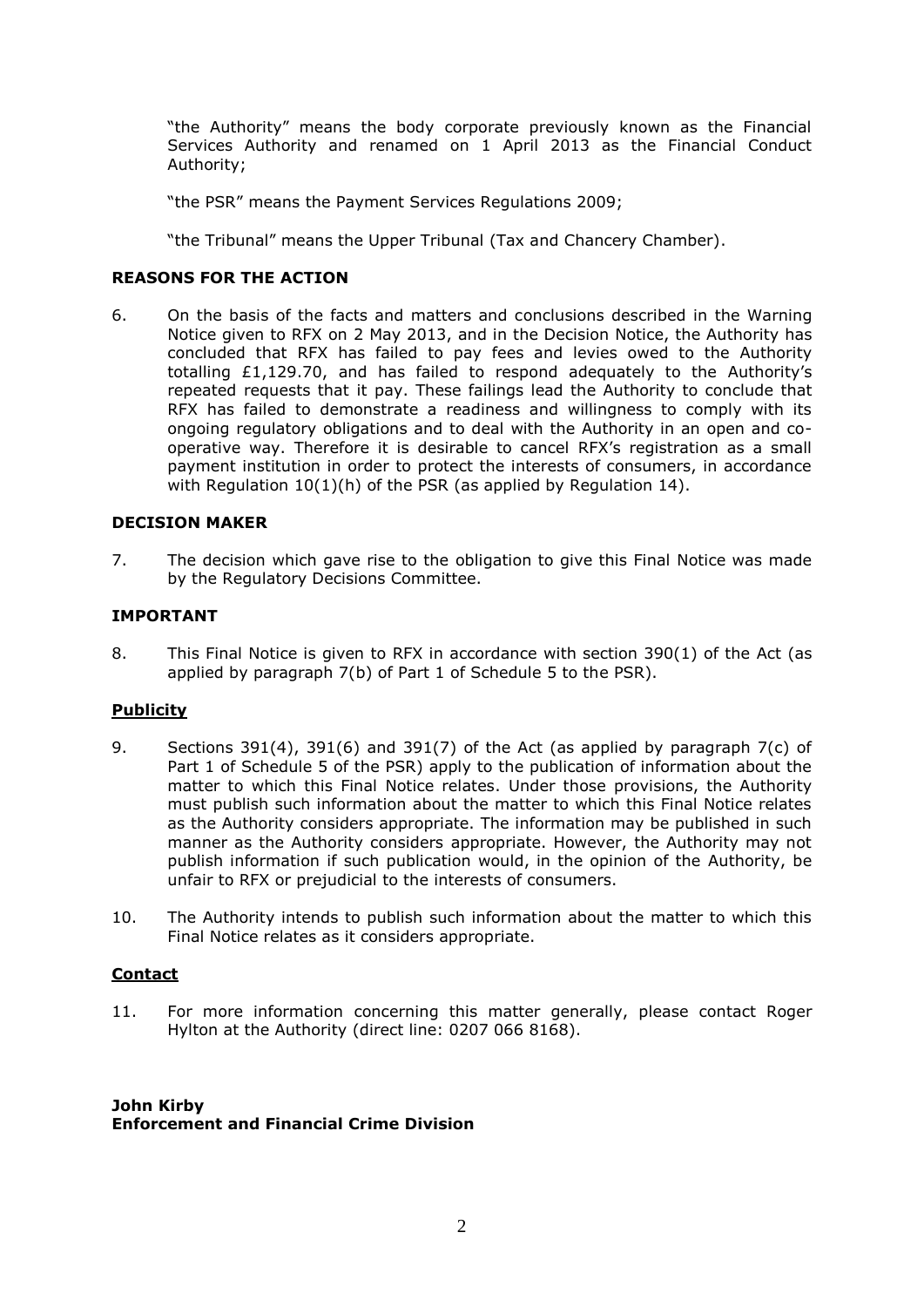"the Authority" means the body corporate previously known as the Financial Services Authority and renamed on 1 April 2013 as the Financial Conduct Authority;

"the PSR" means the Payment Services Regulations 2009;

"the Tribunal" means the Upper Tribunal (Tax and Chancery Chamber).

**REASONS FOR THE ACTION**

6. On the basis of the facts and matters and conclusions described in the Warning Notice given to RFX on 2 May 2013, and in the Decision Notice, the Authority has concluded that RFX has failed to pay fees and levies owed to the Authority totalling £1,129.70, and has failed to respond adequately to the Authority's repeated requests that it pay. These failings lead the Authority to conclude that RFX has failed to demonstrate a readiness and willingness to comply with its ongoing regulatory obligations and to deal with the Authority in an open and co-operative way. Therefore it is desirable to cancel RFX's registration as a small payment institution in order to protect the interests of consumers, in accordance with Regulation 10(1)(h) of the PSR (as applied by Regulation 14).

**DECISION MAKER**

7. The decision which gave rise to the obligation to give this Final Notice was made by the Regulatory Decisions Committee.

**IMPORTANT**

8. This Final Notice is given to RFX in accordance with section 390(1) of the Act (as applied by paragraph 7(b) of Part 1 of Schedule 5 to the PSR).

**Publicity**

9. Sections 391(4), 391(6) and 391(7) of the Act (as applied by paragraph 7(c) of Part 1 of Schedule 5 of the PSR) apply to the publication of information about the matter to which this Final Notice relates. Under those provisions, the Authority must publish such information about the matter to which this Final Notice relates as the Authority considers appropriate. The information may be published in such manner as the Authority considers appropriate. However, the Authority may not publish information if such publication would, in the opinion of the Authority, be unfair to RFX or prejudicial to the interests of consumers.

10. The Authority intends to publish such information about the matter to which this Final Notice relates as it considers appropriate.

**Contact**

11. For more information concerning this matter generally, please contact Roger Hylton at the Authority (direct line: 0207 066 8168).

**John Kirby**
**Enforcement and Financial Crime Division**